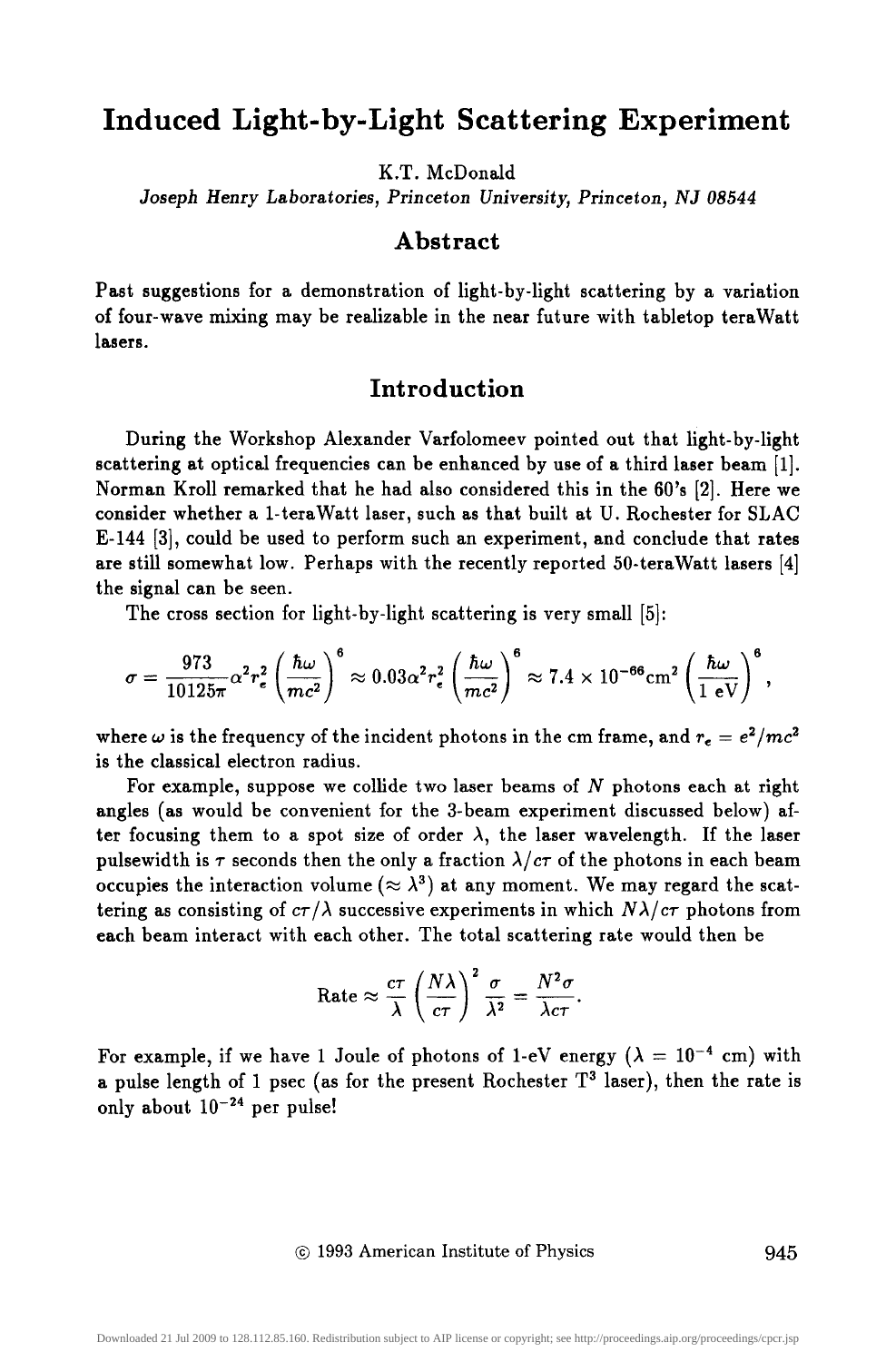# Induced Light-by-Light Scattering Experiment

K.T. McDonald

*Joseph Henry Laboratories, Princeton University, Princeton, NJ 08544*

## Abstract

Past suggestions for a demonstration of light-by-light scattering by a variation of four-wave mixing may be realizable in the near future with tabletop teraWatt lasers.

## Introduction

During the Workshop Alexander Varfolomeev pointed out that light-by-light scattering at optical frequencies can be enhanced by use of a third laser beam [1]. Norman Kroll remarked that he had also considered this in the 60's [2]. Here we consider whether a 1-teraWatt laser, such as that built at U. Rochester for SLAC E-144 [3], could be used to perform such an experiment, and conclude that rates are still somewhat low. Perhaps with the recently reported 50-teraWatt lasers [4] the signal can be seen.

The cross section for light-by-light scattering is very small [5]:

$$\sigma = \frac{973}{10125\pi}\alpha^2 r_e^2 \left(\frac{\hbar\omega}{mc^2}\right)^6 \approx 0.03\alpha^2 r_e^2 \left(\frac{\hbar\omega}{mc^2}\right)^6 \approx 7.4 \times 10^{-66}\text{cm}^2 \left(\frac{\hbar\omega}{1\text{ eV}}\right)^6,$$

where $\omega$ is the frequency of the incident photons in the cm frame, and $r_e = e^2/mc^2$ is the classical electron radius.

For example, suppose we collide two laser beams of $N$ photons each at right angles (as would be convenient for the 3-beam experiment discussed below) after focusing them to a spot size of order $\lambda$, the laser wavelength. If the laser pulsewidth is $\tau$ seconds then the only a fraction $\lambda/c\tau$ of the photons in each beam occupies the interaction volume ($\approx \lambda^3$) at any moment. We may regard the scattering as consisting of $c\tau/\lambda$ successive experiments in which $N\lambda/c\tau$ photons from each beam interact with each other. The total scattering rate would then be

$$\text{Rate} \approx \frac{c\tau}{\lambda}\left(\frac{N\lambda}{c\tau}\right)^2 \frac{\sigma}{\lambda^2} = \frac{N^2\sigma}{\lambda c\tau}.$$

For example, if we have 1 Joule of photons of 1-eV energy ($\lambda = 10^{-4}$ cm) with a pulse length of 1 psec (as for the present Rochester $T^3$ laser), then the rate is only about $10^{-24}$ per pulse!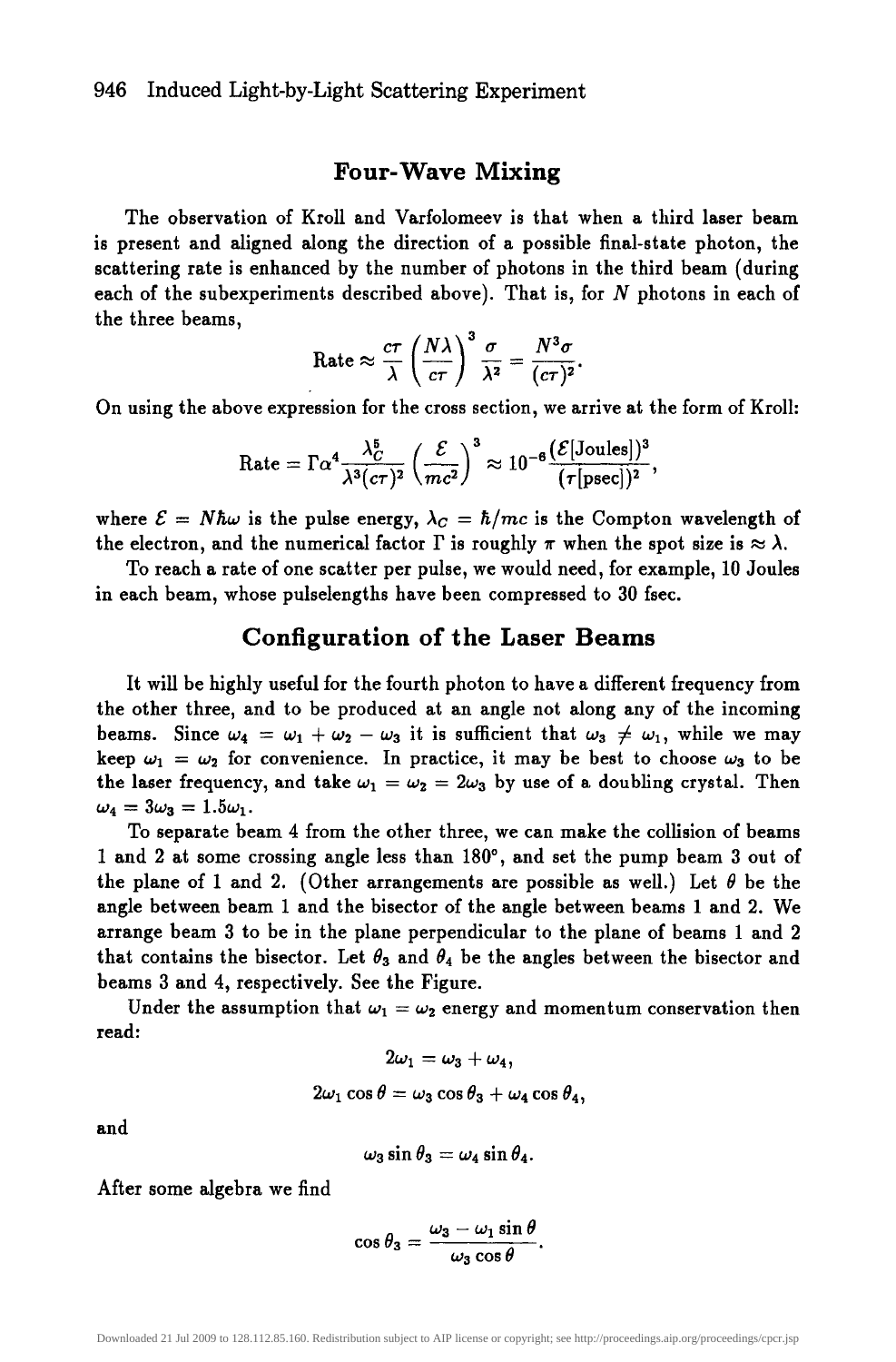## Four-Wave Mixing

The observation of Kroll and Varfolomeev is that when a third laser beam is present and aligned along the direction of a possible final-state photon, the scattering rate is enhanced by the number of photons in the third beam (during each of the subexperiments described above). That is, for $N$ photons in each of the three beams,

$$\text{Rate} \approx \frac{c\tau}{\lambda}\left(\frac{N\lambda}{c\tau}\right)^3 \frac{\sigma}{\lambda^2} = \frac{N^3\sigma}{(c\tau)^2}.$$

On using the above expression for the cross section, we arrive at the form of Kroll:

$$\text{Rate} = \Gamma\alpha^4 \frac{\lambda_C^5}{\lambda^3(c\tau)^2}\left(\frac{\mathcal{E}}{mc^2}\right)^3 \approx 10^{-6}\frac{(\mathcal{E}[\text{Joules}])^3}{(\tau[\text{psec}])^2},$$

where $\mathcal{E} = N\hbar\omega$ is the pulse energy, $\lambda_C = \hbar/mc$ is the Compton wavelength of the electron, and the numerical factor $\Gamma$ is roughly $\pi$ when the spot size is $\approx \lambda$.

To reach a rate of one scatter per pulse, we would need, for example, 10 Joules in each beam, whose pulselengths have been compressed to 30 fsec.

## Configuration of the Laser Beams

It will be highly useful for the fourth photon to have a different frequency from the other three, and to be produced at an angle not along any of the incoming beams. Since $\omega_4 = \omega_1 + \omega_2 - \omega_3$ it is sufficient that $\omega_3 \neq \omega_1$, while we may keep $\omega_1 = \omega_2$ for convenience. In practice, it may be best to choose $\omega_3$ to be the laser frequency, and take $\omega_1 = \omega_2 = 2\omega_3$ by use of a doubling crystal. Then $\omega_4 = 3\omega_3 = 1.5\omega_1$.

To separate beam 4 from the other three, we can make the collision of beams 1 and 2 at some crossing angle less than 180°, and set the pump beam 3 out of the plane of 1 and 2. (Other arrangements are possible as well.) Let $\theta$ be the angle between beam 1 and the bisector of the angle between beams 1 and 2. We arrange beam 3 to be in the plane perpendicular to the plane of beams 1 and 2 that contains the bisector. Let $\theta_3$ and $\theta_4$ be the angles between the bisector and beams 3 and 4, respectively. See the Figure.

Under the assumption that $\omega_1 = \omega_2$ energy and momentum conservation then read:

$$2\omega_1 = \omega_3 + \omega_4,$$

$$2\omega_1 \cos\theta = \omega_3 \cos\theta_3 + \omega_4 \cos\theta_4,$$

and

$$\omega_3 \sin\theta_3 = \omega_4 \sin\theta_4.$$

After some algebra we find

$$\cos\theta_3 = \frac{\omega_3 - \omega_1 \sin\theta}{\omega_3 \cos\theta}.$$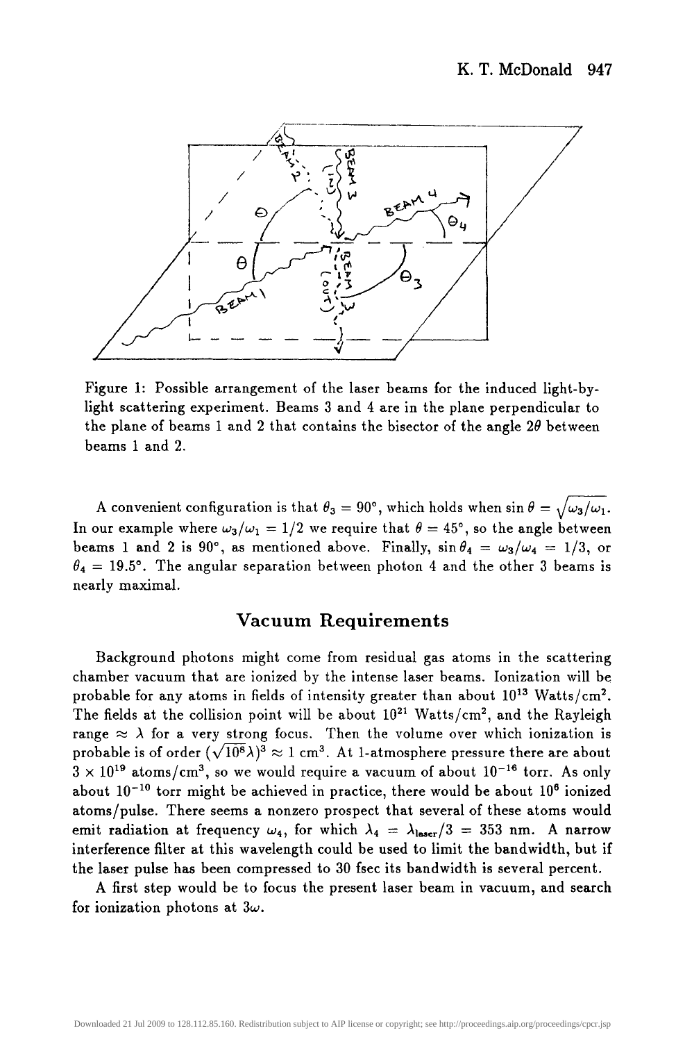Figure 1: Possible arrangement of the laser beams for the induced light-by-light scattering experiment. Beams 3 and 4 are in the plane perpendicular to the plane of beams 1 and 2 that contains the bisector of the angle $2\theta$ between beams 1 and 2.

A convenient configuration is that $\theta_3 = 90°$, which holds when $\sin\theta = \sqrt{\omega_3/\omega_1}$. In our example where $\omega_3/\omega_1 = 1/2$ we require that $\theta = 45°$, so the angle between beams 1 and 2 is $90°$, as mentioned above. Finally, $\sin\theta_4 = \omega_3/\omega_4 = 1/3$, or $\theta_4 = 19.5°$. The angular separation between photon 4 and the other 3 beams is nearly maximal.

## Vacuum Requirements

Background photons might come from residual gas atoms in the scattering chamber vacuum that are ionized by the intense laser beams. Ionization will be probable for any atoms in fields of intensity greater than about $10^{13}$ Watts/cm$^2$. The fields at the collision point will be about $10^{21}$ Watts/cm$^2$, and the Rayleigh range $\approx \lambda$ for a very strong focus. Then the volume over which ionization is probable is of order $(\sqrt{10^8}\lambda)^3 \approx 1$ cm$^3$. At 1-atmosphere pressure there are about $3 \times 10^{19}$ atoms/cm$^3$, so we would require a vacuum of about $10^{-16}$ torr. As only about $10^{-10}$ torr might be achieved in practice, there would be about $10^6$ ionized atoms/pulse. There seems a nonzero prospect that several of these atoms would emit radiation at frequency $\omega_4$, for which $\lambda_4 = \lambda_{\text{laser}}/3 = 353$ nm. A narrow interference filter at this wavelength could be used to limit the bandwidth, but if the laser pulse has been compressed to 30 fsec its bandwidth is several percent.

A first step would be to focus the present laser beam in vacuum, and search for ionization photons at $3\omega$.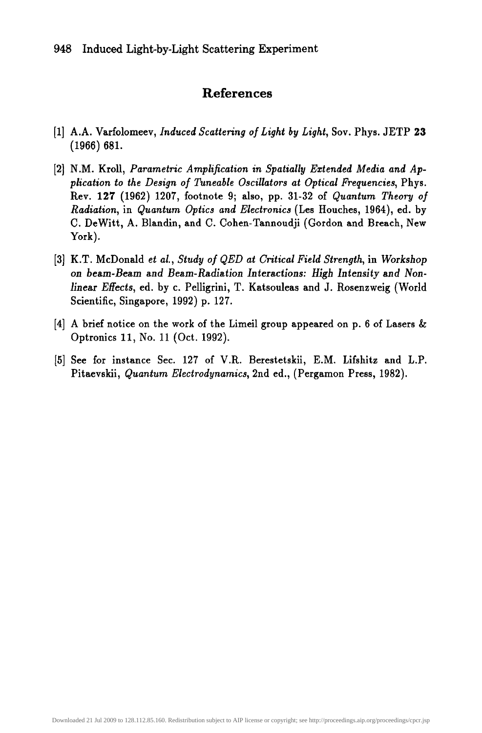## References

[1] A.A. Varfolomeev, *Induced Scattering of Light by Light*, Sov. Phys. JETP **23** (1966) 681.

[2] N.M. Kroll, *Parametric Amplification in Spatially Extended Media and Application to the Design of Tuneable Oscillators at Optical Frequencies*, Phys. Rev. **127** (1962) 1207, footnote 9; also, pp. 31-32 of *Quantum Theory of Radiation*, in *Quantum Optics and Electronics* (Les Houches, 1964), ed. by C. DeWitt, A. Blandin, and C. Cohen-Tannoudji (Gordon and Breach, New York).

[3] K.T. McDonald *et al.*, *Study of QED at Critical Field Strength*, in *Workshop on beam-Beam and Beam-Radiation Interactions: High Intensity and Nonlinear Effects*, ed. by c. Pelligrini, T. Katsouleas and J. Rosenzweig (World Scientific, Singapore, 1992) p. 127.

[4] A brief notice on the work of the Limeil group appeared on p. 6 of Lasers & Optronics **11**, No. 11 (Oct. 1992).

[5] See for instance Sec. 127 of V.R. Berestetskii, E.M. Lifshitz and L.P. Pitaevskii, *Quantum Electrodynamics*, 2nd ed., (Pergamon Press, 1982).